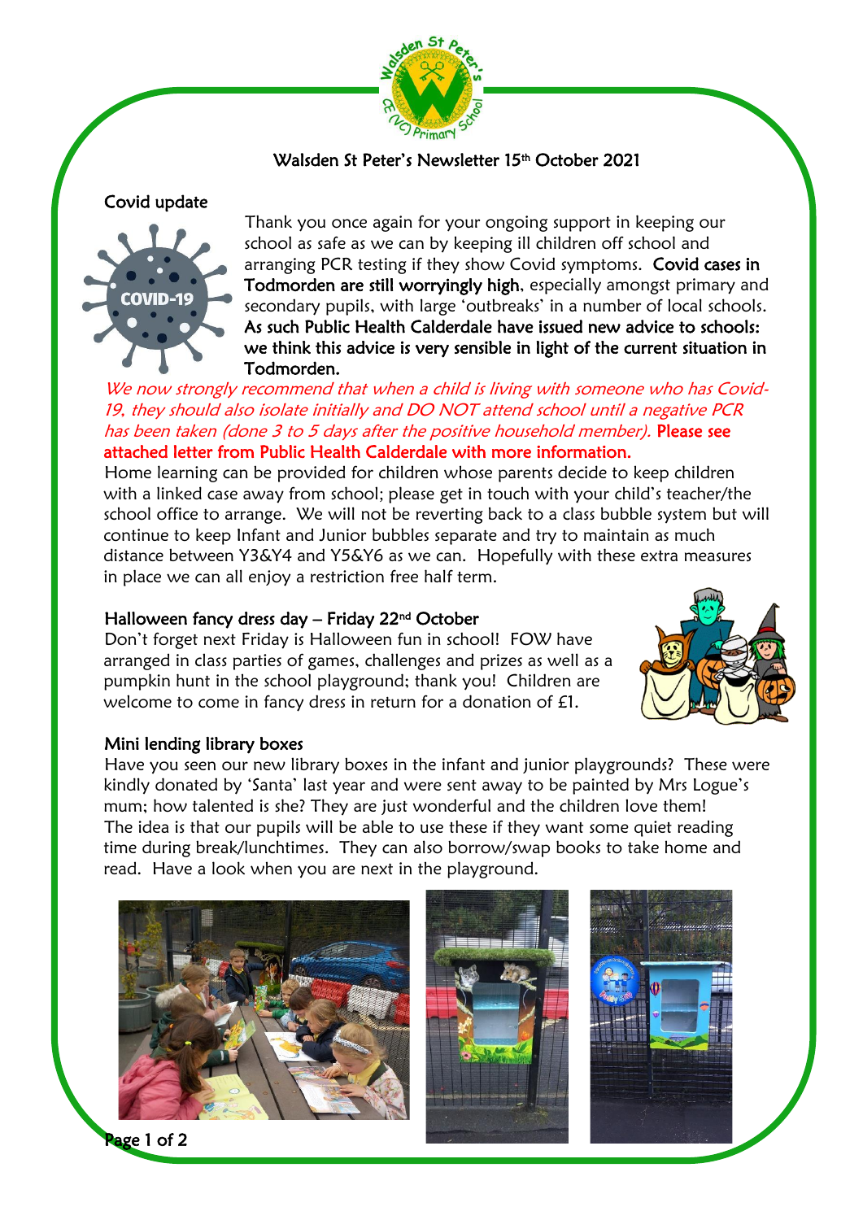# Walsden St Peter's Newsletter 15th October 2021

## Covid update

Thank you once again for your ongoing support in keeping our school as safe as we can by keeping ill children off school and arranging PCR testing if they show Covid symptoms. **Covid cases in Todmorden are still worryingly high**, especially amongst primary and secondary pupils, with large 'outbreaks' in a number of local schools. **As such Public Health Calderdale have issued new advice to schools: we think this advice is very sensible in light of the current situation in Todmorden.**

*We now strongly recommend that when a child is living with someone who has Covid-19, they should also isolate initially and DO NOT attend school until a negative PCR has been taken (done 3 to 5 days after the positive household member).* **Please see attached letter from Public Health Calderdale with more information.**

Home learning can be provided for children whose parents decide to keep children with a linked case away from school; please get in touch with your child's teacher/the school office to arrange. We will not be reverting back to a class bubble system but will continue to keep Infant and Junior bubbles separate and try to maintain as much distance between Y3&Y4 and Y5&Y6 as we can. Hopefully with these extra measures in place we can all enjoy a restriction free half term.

## Halloween fancy dress day – Friday 22nd October

Don't forget next Friday is Halloween fun in school! FOW have arranged in class parties of games, challenges and prizes as well as a pumpkin hunt in the school playground; thank you! Children are welcome to come in fancy dress in return for a donation of £1.

## Mini lending library boxes

Have you seen our new library boxes in the infant and junior playgrounds? These were kindly donated by 'Santa' last year and were sent away to be painted by Mrs Logue's mum; how talented is she? They are just wonderful and the children love them! The idea is that our pupils will be able to use these if they want some quiet reading time during break/lunchtimes. They can also borrow/swap books to take home and read. Have a look when you are next in the playground.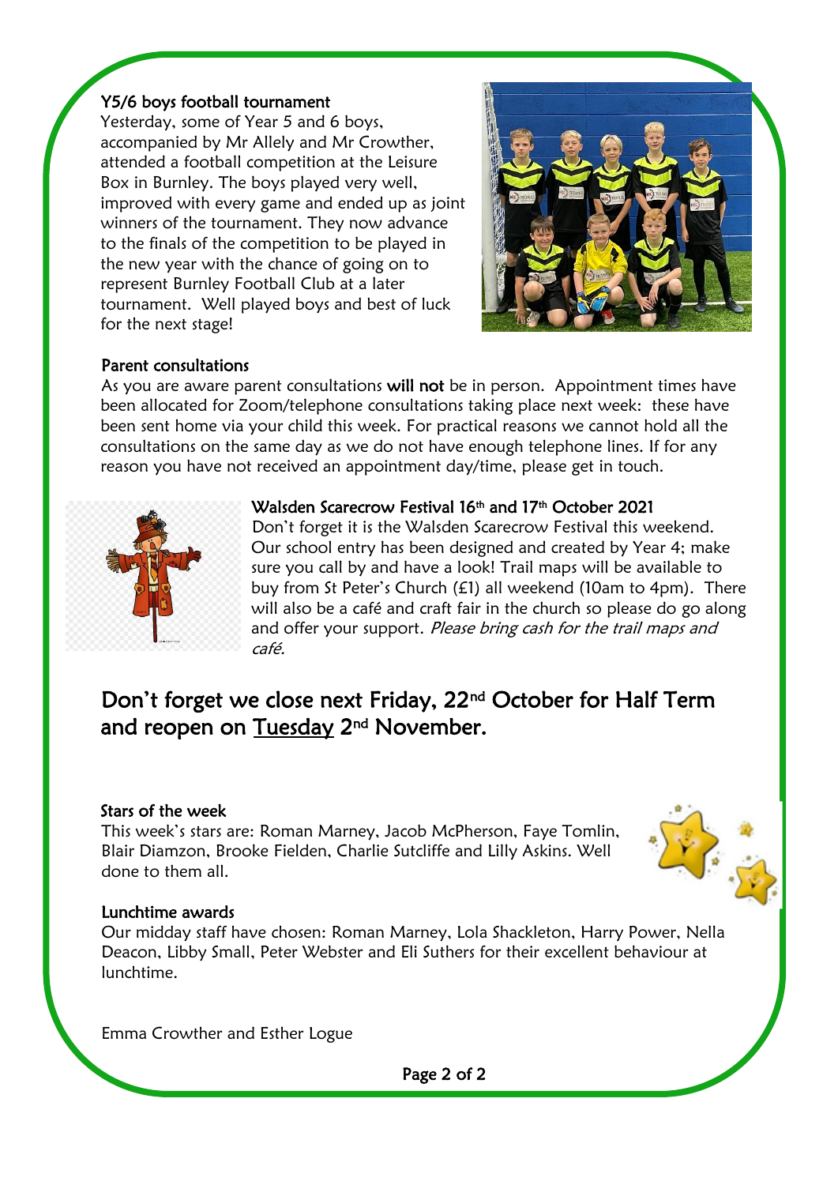### Y5/6 boys football tournament

Yesterday, some of Year 5 and 6 boys, accompanied by Mr Allely and Mr Crowther, attended a football competition at the Leisure Box in Burnley. The boys played very well, improved with every game and ended up as joint winners of the tournament. They now advance to the finals of the competition to be played in the new year with the chance of going on to represent Burnley Football Club at a later tournament. Well played boys and best of luck for the next stage!

### Parent consultations

As you are aware parent consultations **will not** be in person. Appointment times have been allocated for Zoom/telephone consultations taking place next week: these have been sent home via your child this week. For practical reasons we cannot hold all the consultations on the same day as we do not have enough telephone lines. If for any reason you have not received an appointment day/time, please get in touch.

### Walsden Scarecrow Festival 16th and 17th October 2021

Don't forget it is the Walsden Scarecrow Festival this weekend. Our school entry has been designed and created by Year 4; make sure you call by and have a look! Trail maps will be available to buy from St Peter's Church (£1) all weekend (10am to 4pm). There will also be a café and craft fair in the church so please do go along and offer your support. *Please bring cash for the trail maps and café.*

## Don't forget we close next Friday, 22nd October for Half Term and reopen on <u>Tuesday</u> 2nd November.

### Stars of the week

This week's stars are: Roman Marney, Jacob McPherson, Faye Tomlin, Blair Diamzon, Brooke Fielden, Charlie Sutcliffe and Lilly Askins. Well done to them all.

### Lunchtime awards

Our midday staff have chosen: Roman Marney, Lola Shackleton, Harry Power, Nella Deacon, Libby Small, Peter Webster and Eli Suthers for their excellent behaviour at lunchtime.

Emma Crowther and Esther Logue